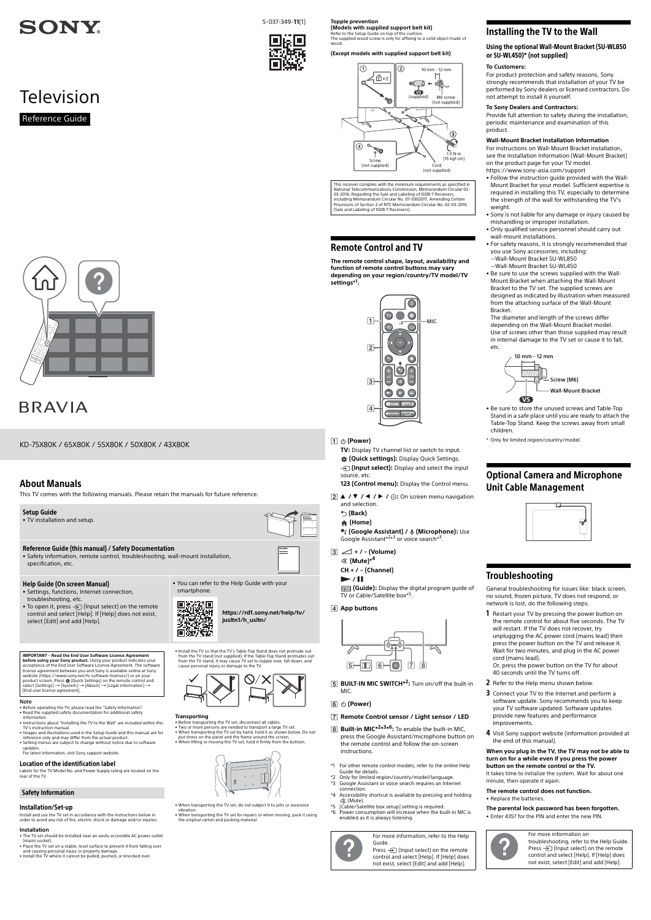SONY

5-037-349-**11**(1)

# Television

Reference Guide

BRAVIA

KD-75X80K / 65X80K / 55X80K / 50X80K / 43X80K

## About Manuals

This TV comes with the following manuals. Please retain the manuals for future reference.

**Setup Guide**
- TV installation and setup.

**Reference Guide (this manual) / Safety Documentation**
- Safety information, remote control, troubleshooting, wall-mount installation, specification, etc.

**Help Guide (On screen Manual)**
- Settings, functions, Internet connection, troubleshooting, etc.
- To open it, press (Input select) on the remote control and select [Help]. If [Help] does not exist, select [Edit] and add [Help].
- You can refer to the Help Guide with your smartphone.

**https://rd1.sony.net/help/tv/jusltn1/h_usltn/**

**IMPORTANT – Read the End User Software License Agreement before using your Sony product.** Using your product indicates your acceptance of the End User Software License Agreement. The software license agreement between you and Sony is available online at Sony website (https://www.sony.net/tv-software-licenses/) or on your product screen. Press (Quick Settings) on the remote control and select [Settings] → [System] → [About] → [Legal information] → [End user license agreement].

### Note
- Before operating the TV, please read the "Safety Information".
- Read the supplied safety documentation for additional safety information.
- Instructions about "Installing the TV to the Wall" are included within this TV's instruction manual.
- Images and illustrations used in the Setup Guide and this manual are for reference only and may differ from the actual product.
- Setting menus are subject to change without notice due to software updates.
  For latest information, visit Sony support website.

### Location of the identification label
Labels for the TV Model No. and Power Supply rating are located on the rear of the TV.

## Safety Information

### Installation/Set-up
Install and use the TV set in accordance with the instructions below in order to avoid any risk of fire, electric shock or damage and/or injuries.

#### Installation
- The TV set should be installed near an easily accessible AC power outlet (mains socket).
- Place the TV set on a stable, level surface to prevent it from falling over and causing personal injury or property damage.
- Install the TV where it cannot be pulled, pushed, or knocked over.
- Install the TV so that the TV's Table-Top Stand does not protrude out from the TV stand (not supplied). If the Table-Top Stand protrudes out from the TV stand, it may cause TV set to topple over, fall down, and cause personal injury or damage to the TV.

#### Transporting
- Before transporting the TV set, disconnect all cables.
- Two or more persons are needed to transport a large TV set.
- When transporting the TV set by hand, hold it as shown below. Do not put stress on the panel and the frame around the screen.
- When lifting or moving the TV set, hold it firmly from the bottom.
- When transporting the TV set, do not subject it to jolts or excessive vibration.
- When transporting the TV set for repairs or when moving, pack it using the original carton and packing material.

#### Topple prevention
**(Models with supplied support belt kit)**
Refer to the Setup Guide on top of the cushion.
The supplied wood screw is only for affixing to a solid object made of wood.

**(Except models with supplied support belt kit)**

① ×2 ② 10 mm - 12 mm, VS (supplied), M6 screw (not supplied) ③ 1.5 N·m {15 kgf·cm} ④ Screw (not supplied), Cord (not supplied)

This receiver complies with the minimum requirements as specified in National Telecommunications Commission, Memorandum Circular 02-03-2016, Regarding the Sale and Labeling of ISDB-T Receivers, including Memorandum Circular No. 01-0302017, Amending Certain Provisions of Section 2 of NTC Memorandum Circular No. 02-03-2016 (Sale and Labeling of ISDB-T Receivers).

## Remote Control and TV

**The remote control shape, layout, availability and function of remote control buttons may vary depending on your region/country/TV model/TV settings*1.**

MIC

1 **(Power)**
**TV:** Display TV channel list or switch to input.
**(Quick settings):** Display Quick Settings.
**(Input select):** Display and select the input source, etc.
**123 (Control menu):** Display the Control menu.

2 **▲ / ▼ / ◄ / ► / ⊕:** On screen menu navigation and selection.
**(Back)**
**(Home)**
**(Google Assistant) / (Microphone):** Use Google Assistant*2*3 or voice search*3.

3 **+ / – (Volume)**
**(Mute)*4**
**CH + / – (Channel)**
**►/❚❚**
**(Guide):** Display the digital program guide of TV or Cable/Satellite box*5.

4 **App buttons**

5 **BUILT-IN MIC SWITCH*2:** Turn on/off the built-in MIC.

6 **(Power)**

7 **Remote Control sensor / Light sensor / LED**

8 **Built-in MIC*2*3*6:** To enable the built-in MIC, press the Google Assistant/microphone button on the remote control and follow the on-screen instructions.

*1 For other remote control models, refer to the online Help Guide for details.
*2 Only for limited region/country/model/language.
*3 Google Assistant or voice search requires an Internet connection.
*4 Accessibility shortcut is available by pressing and holding (Mute).
*5 [Cable/Satellite box setup] setting is required.
*6 Power consumption will increase when the built-in MIC is enabled as it is always listening.

For more information, refer to the Help Guide.
Press (Input select) on the remote control and select [Help]. If [Help] does not exist, select [Edit] and add [Help].

## Installing the TV to the Wall

### Using the optional Wall-Mount Bracket (SU-WL850 or SU-WL450)* (not supplied)

**To Customers:**
For product protection and safety reasons, Sony strongly recommends that installation of your TV be performed by Sony dealers or licensed contractors. Do not attempt to install it yourself.

**To Sony Dealers and Contractors:**
Provide full attention to safety during the installation, periodic maintenance and examination of this product.

**Wall-Mount Bracket Installation Information**
For instructions on Wall-Mount Bracket installation, see the Installation Information (Wall-Mount Bracket) on the product page for your TV model.
https://www.sony-asia.com/support
- Follow the instruction guide provided with the Wall-Mount Bracket for your model. Sufficient expertise is required in installing this TV, especially to determine the strength of the wall for withstanding the TV's weight.
- Sony is not liable for any damage or injury caused by mishandling or improper installation.
- Only qualified service personnel should carry out wall-mount installations.
- For safety reasons, it is strongly recommended that you use Sony accessories, including:
  —Wall-Mount Bracket SU-WL850
  —Wall-Mount Bracket SU-WL450
- Be sure to use the screws supplied with the Wall-Mount Bracket when attaching the Wall-Mount Bracket to the TV set. The supplied screws are designed as indicated by illustration when measured from the attaching surface of the Wall-Mount Bracket.
  The diameter and length of the screws differ depending on the Wall-Mount Bracket model.
  Use of screws other than those supplied may result in internal damage to the TV set or cause it to fall, etc.

10 mm - 12 mm, Screw (M6), Wall-Mount Bracket, VS

- Be sure to store the unused screws and Table-Top Stand in a safe place until you are ready to attach the Table-Top Stand. Keep the screws away from small children.

\* Only for limited region/country/model.

## Optional Camera and Microphone Unit Cable Management

## Troubleshooting

General troubleshooting for issues like: black screen, no sound, frozen picture, TV does not respond, or network is lost, do the following steps.

1. Restart your TV by pressing the power button on the remote control for about five seconds. The TV will restart. If the TV does not recover, try unplugging the AC power cord (mains lead) then press the power button on the TV and release it. Wait for two minutes, and plug in the AC power cord (mains lead).
   Or, press the power button on the TV for about 40 seconds until the TV turns off.
2. Refer to the Help menu shown below.
3. Connect your TV to the Internet and perform a software update. Sony recommends you to keep your TV software updated. Software updates provide new features and performance improvements.
4. Visit Sony support website (information provided at the end of this manual).

**When you plug in the TV, the TV may not be able to turn on for a while even if you press the power button on the remote control or the TV.**
It takes time to initialize the system. Wait for about one minute, then operate it again.

**The remote control does not function.**
- Replace the batteries.

**The parental lock password has been forgotten.**
- Enter 4357 for the PIN and enter the new PIN.

For more information on troubleshooting, refer to the Help Guide.
Press (Input select) on the remote control and select [Help]. If [Help] does not exist, select [Edit] and add [Help].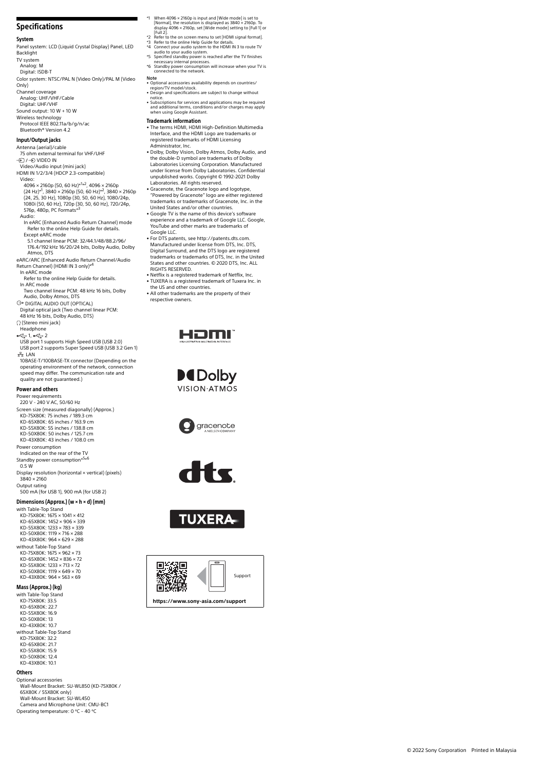## Specifications

### System

Panel system: LCD (Liquid Crystal Display) Panel, LED Backlight

TV system
- Analog: M
- Digital: ISDB-T

Color system: NTSC/PAL N (Video Only)/PAL M (Video Only)

Channel coverage
- Analog: UHF/VHF/Cable
- Digital: UHF/VHF

Sound output: 10 W + 10 W

Wireless technology
- Protocol IEEE 802.11a/b/g/n/ac
- Bluetooth® Version 4.2

### Input/Output jacks

Antenna (aerial)/cable
- 75 ohm external terminal for VHF/UHF

/ VIDEO IN
- Video/Audio input (mini jack)

HDMI IN 1/2/3/4 (HDCP 2.3-compatible)
- Video:
  - 4096 × 2160p (50, 60 Hz)*1*2, 4096 × 2160p (24 Hz)*1, 3840 × 2160p (50, 60 Hz)*2, 3840 × 2160p (24, 25, 30 Hz), 1080p (30, 50, 60 Hz), 1080/24p, 1080i (50, 60 Hz), 720p (30, 50, 60 Hz), 720/24p, 576p, 480p, PC Formats*3
- Audio:
  - In eARC (Enhanced Audio Return Channel) mode
    - Refer to the online Help Guide for details.
  - Except eARC mode
    - 5.1 channel linear PCM: 32/44.1/48/88.2/96/176.4/192 kHz 16/20/24 bits, Dolby Audio, Dolby Atmos, DTS

eARC/ARC (Enhanced Audio Return Channel/Audio Return Channel) (HDMI IN 3 only)*4
- In eARC mode
  - Refer to the online Help Guide for details.
- In ARC mode
  - Two channel linear PCM: 48 kHz 16 bits, Dolby Audio, Dolby Atmos, DTS

DIGITAL AUDIO OUT (OPTICAL)
- Digital optical jack (Two channel linear PCM: 48 kHz 16 bits, Dolby Audio, DTS)

(Stereo mini jack)
- Headphone

1, 2
- USB port 1 supports High Speed USB (USB 2.0)
- USB port 2 supports Super Speed USB (USB 3.2 Gen 1)

LAN
- 10BASE-T/100BASE-TX connector (Depending on the operating environment of the network, connection speed may differ. The communication rate and quality are not guaranteed.)

### Power and others

Power requirements
- 220 V – 240 V AC, 50/60 Hz

Screen size (measured diagonally) (Approx.)
- KD-75X80K: 75 inches / 189.3 cm
- KD-65X80K: 65 inches / 163.9 cm
- KD-55X80K: 55 inches / 138.8 cm
- KD-50X80K: 50 inches / 125.7 cm
- KD-43X80K: 43 inches / 108.0 cm

Power consumption
- Indicated on the rear of the TV

Standby power consumption*5*6
- 0.5 W

Display resolution (horizontal × vertical) (pixels)
- 3840 × 2160

Output rating
- 500 mA (for USB 1), 900 mA (for USB 2)

### Dimensions (Approx.) (w × h × d) (mm)

with Table-Top Stand
- KD-75X80K: 1675 × 1041 × 412
- KD-65X80K: 1452 × 906 × 339
- KD-55X80K: 1233 × 783 × 339
- KD-50X80K: 1119 × 716 × 288
- KD-43X80K: 964 × 629 × 288

without Table-Top Stand
- KD-75X80K: 1675 × 962 × 73
- KD-65X80K: 1452 × 836 × 72
- KD-55X80K: 1233 × 713 × 72
- KD-50X80K: 1119 × 649 × 70
- KD-43X80K: 964 × 563 × 69

### Mass (Approx.) (kg)

with Table-Top Stand
- KD-75X80K: 33.5
- KD-65X80K: 22.7
- KD-55X80K: 16.9
- KD-50X80K: 13
- KD-43X80K: 10.7

without Table-Top Stand
- KD-75X80K: 32.2
- KD-65X80K: 21.7
- KD-55X80K: 15.9
- KD-50X80K: 12.4
- KD-43X80K: 10.1

### Others

Optional accessories
- Wall-Mount Bracket: SU-WL850 (KD-75X80K / 65X80K / 55X80K only)
- Wall-Mount Bracket: SU-WL450
- Camera and Microphone Unit: CMU-BC1

Operating temperature: 0 °C – 40 °C

*1 When 4096 × 2160p is input and [Wide mode] is set to [Normal], the resolution is displayed as 3840 × 2160p. To display 4096 × 2160p, set [Wide mode] setting to [Full 1] or [Full 2].
*2 Refer to the on screen menu to set [HDMI signal format].
*3 Refer to the online Help Guide for details.
*4 Connect your audio system to the HDMI IN 3 to route TV audio to your audio system.
*5 Specified standby power is reached after the TV finishes necessary internal processes.
*6 Standby power consumption will increase when your TV is connected to the network.

**Note**
- Optional accessories availability depends on countries/region/TV model/stock.
- Design and specifications are subject to change without notice.
- Subscriptions for services and applications may be required and additional terms, conditions and/or charges may apply when using Google Assistant.

### Trademark information

- The terms HDMI, HDMI High-Definition Multimedia Interface, and the HDMI Logo are trademarks or registered trademarks of HDMI Licensing Administrator, Inc.
- Dolby, Dolby Vision, Dolby Atmos, Dolby Audio, and the double-D symbol are trademarks of Dolby Laboratories Licensing Corporation. Manufactured under license from Dolby Laboratories. Confidential unpublished works. Copyright © 1992-2021 Dolby Laboratories. All rights reserved.
- Gracenote, the Gracenote logo and logotype, "Powered by Gracenote" logo are either registered trademarks or trademarks of Gracenote, Inc. in the United States and/or other countries.
- Google TV is the name of this device's software experience and a trademark of Google LLC. Google, YouTube and other marks are trademarks of Google LLC.
- For DTS patents, see http://patents.dts.com. Manufactured under license from DTS, Inc. DTS, Digital Surround, and the DTS logo are registered trademarks or trademarks of DTS, Inc. in the United States and other countries. © 2020 DTS, Inc. ALL RIGHTS RESERVED.
- Netflix is a registered trademark of Netflix, Inc.
- TUXERA is a registered trademark of Tuxera Inc. in the US and other countries.
- All other trademarks are the property of their respective owners.

HDMI HIGH-DEFINITION MULTIMEDIA INTERFACE

Dolby VISION·ATMOS

gracenote A NIELSEN COMPANY

dts

TUXERA

Support

**https://www.sony-asia.com/support**

© 2022 Sony Corporation Printed in Malaysia